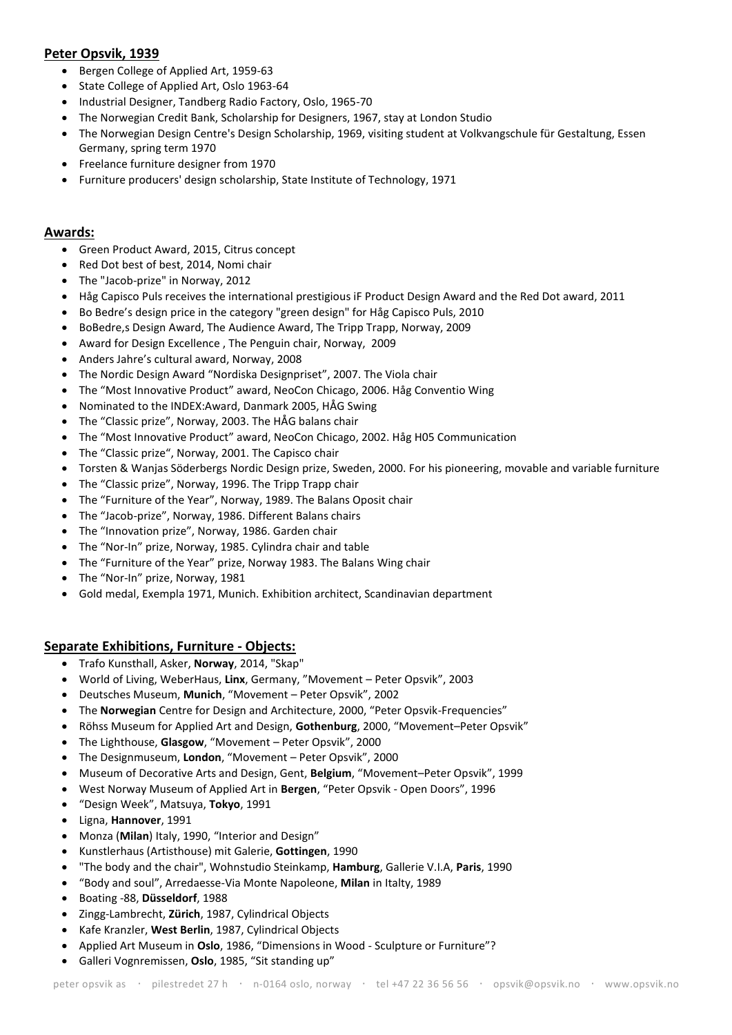## Peter Opsvik, 1939

- Bergen College of Applied Art, 1959-63
- State College of Applied Art, Oslo 1963-64
- Industrial Designer, Tandberg Radio Factory, Oslo, 1965-70
- The Norwegian Credit Bank, Scholarship for Designers, 1967, stay at London Studio
- The Norwegian Design Centre's Design Scholarship, 1969, visiting student at Volkvangschule für Gestaltung, Essen Germany, spring term 1970
- Freelance furniture designer from 1970
- Furniture producers' design scholarship, State Institute of Technology, 1971

## Awards:

- Green Product Award, 2015, Citrus concept
- Red Dot best of best, 2014, Nomi chair
- The "Jacob-prize" in Norway, 2012
- Håg Capisco Puls receives the international prestigious iF Product Design Award and the Red Dot award, 2011
- Bo Bedre's design price in the category "green design" for Håg Capisco Puls, 2010
- BoBedre,s Design Award, The Audience Award, The Tripp Trapp, Norway, 2009
- Award for Design Excellence , The Penguin chair, Norway, 2009
- Anders Jahre's cultural award, Norway, 2008
- The Nordic Design Award "Nordiska Designpriset", 2007. The Viola chair
- The "Most Innovative Product" award, NeoCon Chicago, 2006. Håg Conventio Wing
- Nominated to the INDEX:Award, Danmark 2005, HÅG Swing
- The "Classic prize", Norway, 2003. The HÅG balans chair
- The "Most Innovative Product" award, NeoCon Chicago, 2002. Håg H05 Communication
- The "Classic prize", Norway, 2001. The Capisco chair
- Torsten & Wanjas Söderbergs Nordic Design prize, Sweden, 2000. For his pioneering, movable and variable furniture
- The "Classic prize", Norway, 1996. The Tripp Trapp chair
- The "Furniture of the Year", Norway, 1989. The Balans Oposit chair
- The "Jacob-prize", Norway, 1986. Different Balans chairs
- The "Innovation prize", Norway, 1986. Garden chair
- The "Nor-In" prize, Norway, 1985. Cylindra chair and table
- The "Furniture of the Year" prize, Norway 1983. The Balans Wing chair
- The "Nor-In" prize, Norway, 1981
- Gold medal, Exempla 1971, Munich. Exhibition architect, Scandinavian department

## Separate Exhibitions, Furniture - Objects:

- Trafo Kunsthall, Asker, **Norway**, 2014, "Skap"
- World of Living, WeberHaus, **Linx**, Germany, "Movement – Peter Opsvik", 2003
- Deutsches Museum, **Munich**, "Movement – Peter Opsvik", 2002
- The **Norwegian** Centre for Design and Architecture, 2000, "Peter Opsvik-Frequencies"
- Röhss Museum for Applied Art and Design, **Gothenburg**, 2000, "Movement–Peter Opsvik"
- The Lighthouse, **Glasgow**, "Movement – Peter Opsvik", 2000
- The Designmuseum, **London**, "Movement – Peter Opsvik", 2000
- Museum of Decorative Arts and Design, Gent, **Belgium**, "Movement–Peter Opsvik", 1999
- West Norway Museum of Applied Art in **Bergen**, "Peter Opsvik - Open Doors", 1996
- "Design Week", Matsuya, **Tokyo**, 1991
- Ligna, **Hannover**, 1991
- Monza (**Milan**) Italy, 1990, "Interior and Design"
- Kunstlerhaus (Artisthouse) mit Galerie, **Gottingen**, 1990
- "The body and the chair", Wohnstudio Steinkamp, **Hamburg**, Gallerie V.I.A, **Paris**, 1990
- "Body and soul", Arredaesse-Via Monte Napoleone, **Milan** in Italty, 1989
- Boating -88, **Düsseldorf**, 1988
- Zingg-Lambrecht, **Zürich**, 1987, Cylindrical Objects
- Kafe Kranzler, **West Berlin**, 1987, Cylindrical Objects
- Applied Art Museum in **Oslo**, 1986, "Dimensions in Wood - Sculpture or Furniture"?
- Galleri Vognremissen, **Oslo**, 1985, "Sit standing up"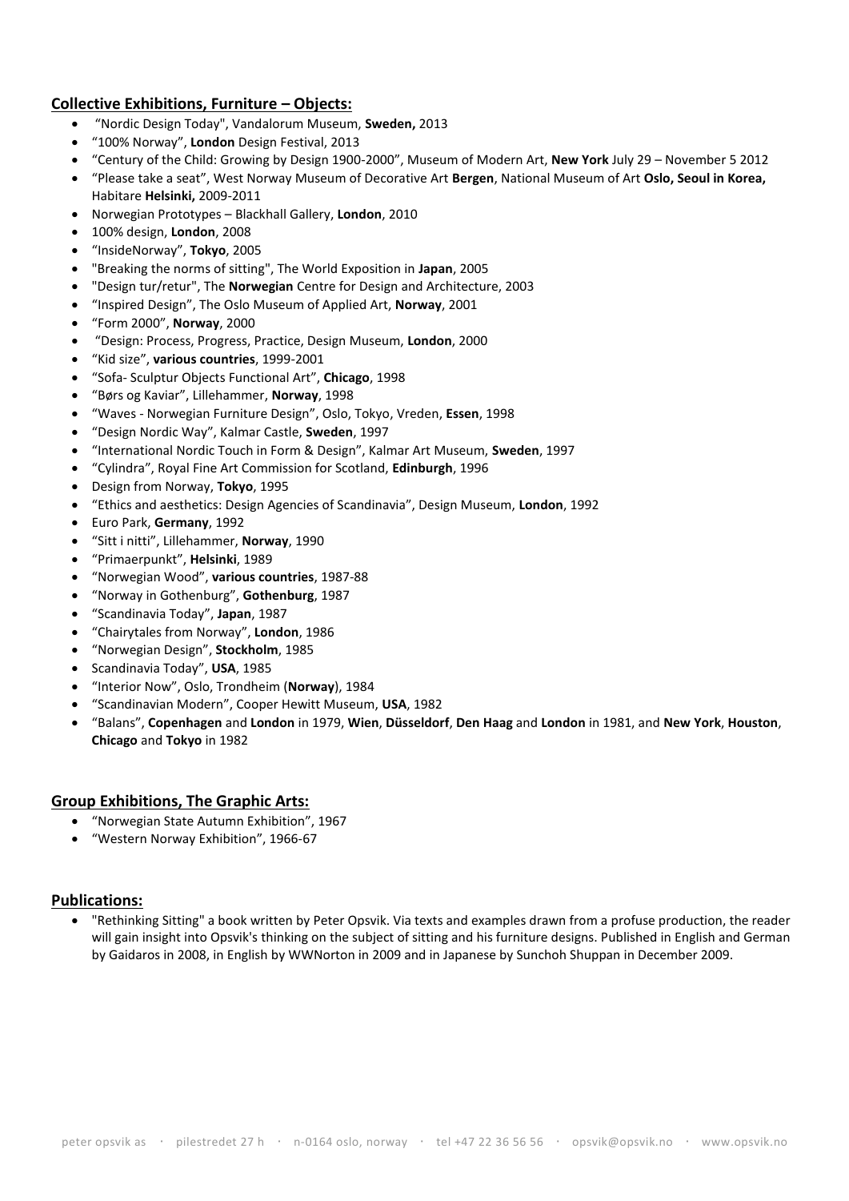## Collective Exhibitions, Furniture – Objects:

- "Nordic Design Today", Vandalorum Museum, **Sweden,** 2013
- "100% Norway", **London** Design Festival, 2013
- "Century of the Child: Growing by Design 1900-2000", Museum of Modern Art, **New York** July 29 – November 5 2012
- "Please take a seat", West Norway Museum of Decorative Art **Bergen**, National Museum of Art **Oslo, Seoul in Korea,** Habitare **Helsinki,** 2009-2011
- Norwegian Prototypes – Blackhall Gallery, **London**, 2010
- 100% design, **London**, 2008
- "InsideNorway", **Tokyo**, 2005
- "Breaking the norms of sitting", The World Exposition in **Japan**, 2005
- "Design tur/retur", The **Norwegian** Centre for Design and Architecture, 2003
- "Inspired Design", The Oslo Museum of Applied Art, **Norway**, 2001
- "Form 2000", **Norway**, 2000
- "Design: Process, Progress, Practice, Design Museum, **London**, 2000
- "Kid size", **various countries**, 1999-2001
- "Sofa- Sculptur Objects Functional Art", **Chicago**, 1998
- "Børs og Kaviar", Lillehammer, **Norway**, 1998
- "Waves - Norwegian Furniture Design", Oslo, Tokyo, Vreden, **Essen**, 1998
- "Design Nordic Way", Kalmar Castle, **Sweden**, 1997
- "International Nordic Touch in Form & Design", Kalmar Art Museum, **Sweden**, 1997
- "Cylindra", Royal Fine Art Commission for Scotland, **Edinburgh**, 1996
- Design from Norway, **Tokyo**, 1995
- "Ethics and aesthetics: Design Agencies of Scandinavia", Design Museum, **London**, 1992
- Euro Park, **Germany**, 1992
- "Sitt i nitti", Lillehammer, **Norway**, 1990
- "Primaerpunkt", **Helsinki**, 1989
- "Norwegian Wood", **various countries**, 1987-88
- "Norway in Gothenburg", **Gothenburg**, 1987
- "Scandinavia Today", **Japan**, 1987
- "Chairytales from Norway", **London**, 1986
- "Norwegian Design", **Stockholm**, 1985
- Scandinavia Today", **USA**, 1985
- "Interior Now", Oslo, Trondheim (**Norway**), 1984
- "Scandinavian Modern", Cooper Hewitt Museum, **USA**, 1982
- "Balans", **Copenhagen** and **London** in 1979, **Wien**, **Düsseldorf**, **Den Haag** and **London** in 1981, and **New York**, **Houston**, **Chicago** and **Tokyo** in 1982

## Group Exhibitions, The Graphic Arts:

- "Norwegian State Autumn Exhibition", 1967
- "Western Norway Exhibition", 1966-67

## Publications:

- "Rethinking Sitting" a book written by Peter Opsvik. Via texts and examples drawn from a profuse production, the reader will gain insight into Opsvik's thinking on the subject of sitting and his furniture designs. Published in English and German by Gaidaros in 2008, in English by WWNorton in 2009 and in Japanese by Sunchoh Shuppan in December 2009.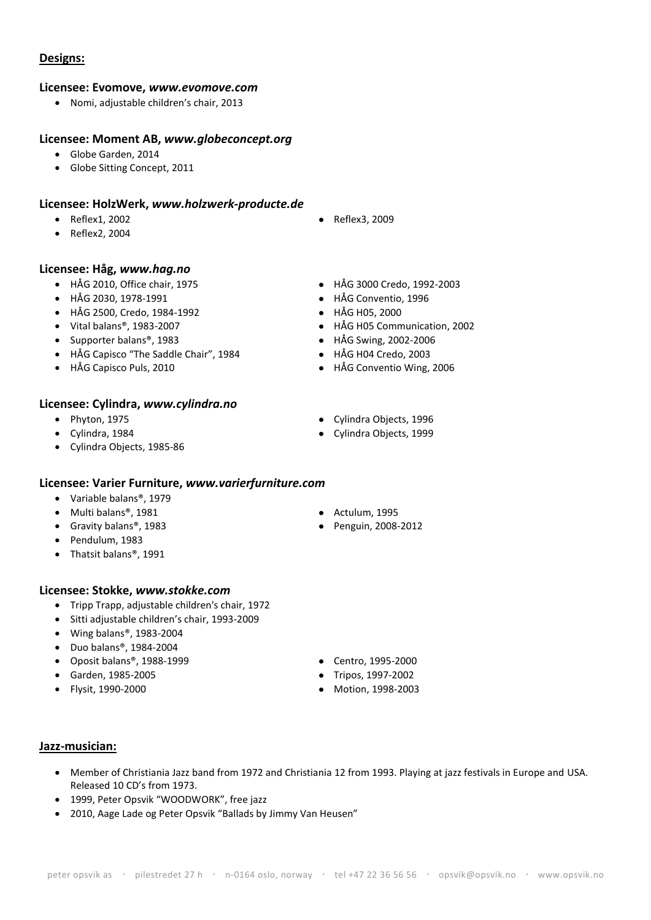## Designs:

### Licensee: Evomove, *www.evomove.com*

- Nomi, adjustable children's chair, 2013

### Licensee: Moment AB, *www.globeconcept.org*

- Globe Garden, 2014
- Globe Sitting Concept, 2011

### Licensee: HolzWerk, *www.holzwerk-producte.de*

- Reflex1, 2002
- Reflex2, 2004
- Reflex3, 2009

### Licensee: Håg, *www.hag.no*

- HÅG 2010, Office chair, 1975
- HÅG 2030, 1978-1991
- HÅG 2500, Credo, 1984-1992
- Vital balans®, 1983-2007
- Supporter balans®, 1983
- HÅG Capisco "The Saddle Chair", 1984
- HÅG Capisco Puls, 2010
- HÅG 3000 Credo, 1992-2003
- HÅG Conventio, 1996
- HÅG H05, 2000
- HÅG H05 Communication, 2002
- HÅG Swing, 2002-2006
- HÅG H04 Credo, 2003
- HÅG Conventio Wing, 2006

### Licensee: Cylindra, *www.cylindra.no*

- Phyton, 1975
- Cylindra, 1984
- Cylindra Objects, 1985-86
- Cylindra Objects, 1996
- Cylindra Objects, 1999

### Licensee: Varier Furniture, *www.varierfurniture.com*

- Variable balans®, 1979
- Multi balans®, 1981
- Gravity balans®, 1983
- Pendulum, 1983
- Thatsit balans®, 1991
- Actulum, 1995
- Penguin, 2008-2012

### Licensee: Stokke, *www.stokke.com*

- Tripp Trapp, adjustable children's chair, 1972
- Sitti adjustable children's chair, 1993-2009
- Wing balans®, 1983-2004
- Duo balans®, 1984-2004
- Oposit balans®, 1988-1999
- Garden, 1985-2005
- Flysit, 1990-2000
- Centro, 1995-2000
- Tripos, 1997-2002
- Motion, 1998-2003

## Jazz-musician:

- Member of Christiania Jazz band from 1972 and Christiania 12 from 1993. Playing at jazz festivals in Europe and USA. Released 10 CD's from 1973.
- 1999, Peter Opsvik "WOODWORK", free jazz
- 2010, Aage Lade og Peter Opsvik "Ballads by Jimmy Van Heusen"

peter opsvik as · pilestredet 27 h · n-0164 oslo, norway · tel +47 22 36 56 56 · opsvik@opsvik.no · www.opsvik.no